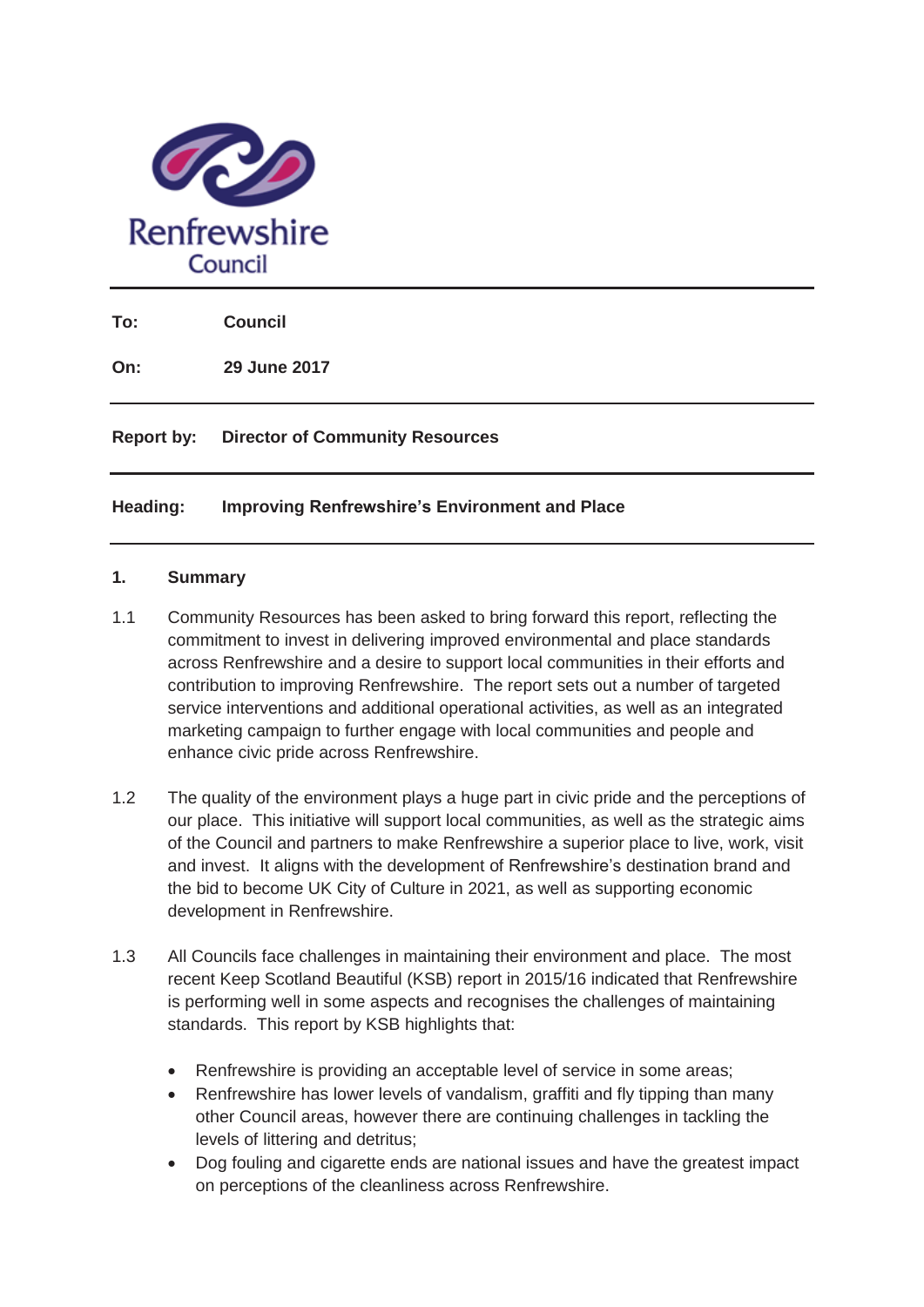Renfrewshire Council

---

**To:** **Council**

**On:** **29 June 2017**

---

**Report by:** **Director of Community Resources**

---

**Heading:** **Improving Renfrewshire's Environment and Place**

---

## 1. Summary

1.1 Community Resources has been asked to bring forward this report, reflecting the commitment to invest in delivering improved environmental and place standards across Renfrewshire and a desire to support local communities in their efforts and contribution to improving Renfrewshire. The report sets out a number of targeted service interventions and additional operational activities, as well as an integrated marketing campaign to further engage with local communities and people and enhance civic pride across Renfrewshire.

1.2 The quality of the environment plays a huge part in civic pride and the perceptions of our place. This initiative will support local communities, as well as the strategic aims of the Council and partners to make Renfrewshire a superior place to live, work, visit and invest. It aligns with the development of Renfrewshire's destination brand and the bid to become UK City of Culture in 2021, as well as supporting economic development in Renfrewshire.

1.3 All Councils face challenges in maintaining their environment and place. The most recent Keep Scotland Beautiful (KSB) report in 2015/16 indicated that Renfrewshire is performing well in some aspects and recognises the challenges of maintaining standards. This report by KSB highlights that:

- Renfrewshire is providing an acceptable level of service in some areas;
- Renfrewshire has lower levels of vandalism, graffiti and fly tipping than many other Council areas, however there are continuing challenges in tackling the levels of littering and detritus;
- Dog fouling and cigarette ends are national issues and have the greatest impact on perceptions of the cleanliness across Renfrewshire.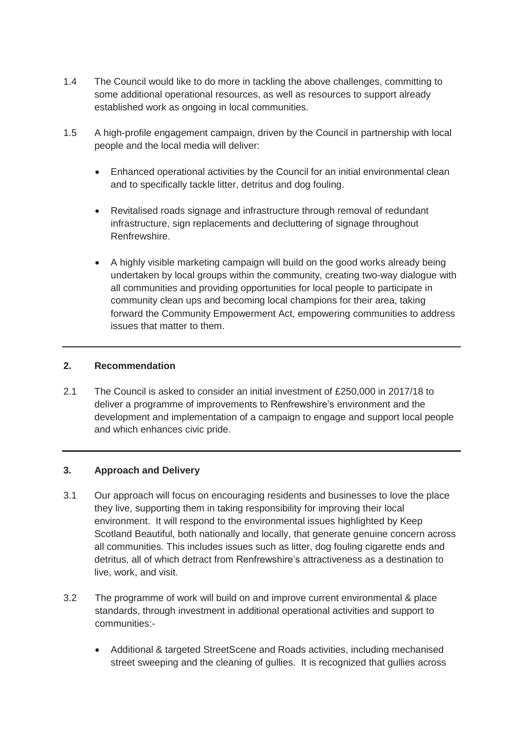1.4 The Council would like to do more in tackling the above challenges, committing to some additional operational resources, as well as resources to support already established work as ongoing in local communities.

1.5 A high-profile engagement campaign, driven by the Council in partnership with local people and the local media will deliver:

- Enhanced operational activities by the Council for an initial environmental clean and to specifically tackle litter, detritus and dog fouling.
- Revitalised roads signage and infrastructure through removal of redundant infrastructure, sign replacements and decluttering of signage throughout Renfrewshire.
- A highly visible marketing campaign will build on the good works already being undertaken by local groups within the community, creating two-way dialogue with all communities and providing opportunities for local people to participate in community clean ups and becoming local champions for their area, taking forward the Community Empowerment Act, empowering communities to address issues that matter to them.

---

## 2. Recommendation

2.1 The Council is asked to consider an initial investment of £250,000 in 2017/18 to deliver a programme of improvements to Renfrewshire's environment and the development and implementation of a campaign to engage and support local people and which enhances civic pride.

---

## 3. Approach and Delivery

3.1 Our approach will focus on encouraging residents and businesses to love the place they live, supporting them in taking responsibility for improving their local environment. It will respond to the environmental issues highlighted by Keep Scotland Beautiful, both nationally and locally, that generate genuine concern across all communities. This includes issues such as litter, dog fouling cigarette ends and detritus, all of which detract from Renfrewshire's attractiveness as a destination to live, work, and visit.

3.2 The programme of work will build on and improve current environmental & place standards, through investment in additional operational activities and support to communities:-

- Additional & targeted StreetScene and Roads activities, including mechanised street sweeping and the cleaning of gullies. It is recognized that gullies across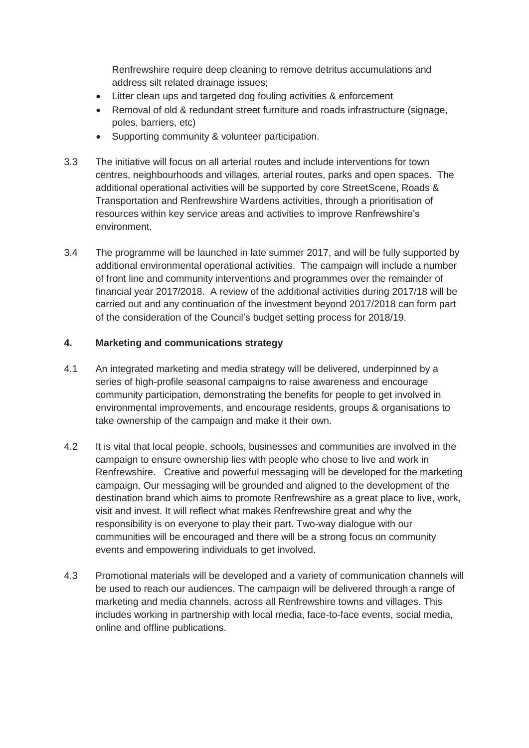Renfrewshire require deep cleaning to remove detritus accumulations and address silt related drainage issues;

- Litter clean ups and targeted dog fouling activities & enforcement
- Removal of old & redundant street furniture and roads infrastructure (signage, poles, barriers, etc)
- Supporting community & volunteer participation.

3.3 The initiative will focus on all arterial routes and include interventions for town centres, neighbourhoods and villages, arterial routes, parks and open spaces. The additional operational activities will be supported by core StreetScene, Roads & Transportation and Renfrewshire Wardens activities, through a prioritisation of resources within key service areas and activities to improve Renfrewshire's environment.

3.4 The programme will be launched in late summer 2017, and will be fully supported by additional environmental operational activities. The campaign will include a number of front line and community interventions and programmes over the remainder of financial year 2017/2018. A review of the additional activities during 2017/18 will be carried out and any continuation of the investment beyond 2017/2018 can form part of the consideration of the Council's budget setting process for 2018/19.

## 4. Marketing and communications strategy

4.1 An integrated marketing and media strategy will be delivered, underpinned by a series of high-profile seasonal campaigns to raise awareness and encourage community participation, demonstrating the benefits for people to get involved in environmental improvements, and encourage residents, groups & organisations to take ownership of the campaign and make it their own.

4.2 It is vital that local people, schools, businesses and communities are involved in the campaign to ensure ownership lies with people who chose to live and work in Renfrewshire. Creative and powerful messaging will be developed for the marketing campaign. Our messaging will be grounded and aligned to the development of the destination brand which aims to promote Renfrewshire as a great place to live, work, visit and invest. It will reflect what makes Renfrewshire great and why the responsibility is on everyone to play their part. Two-way dialogue with our communities will be encouraged and there will be a strong focus on community events and empowering individuals to get involved.

4.3 Promotional materials will be developed and a variety of communication channels will be used to reach our audiences. The campaign will be delivered through a range of marketing and media channels, across all Renfrewshire towns and villages. This includes working in partnership with local media, face-to-face events, social media, online and offline publications.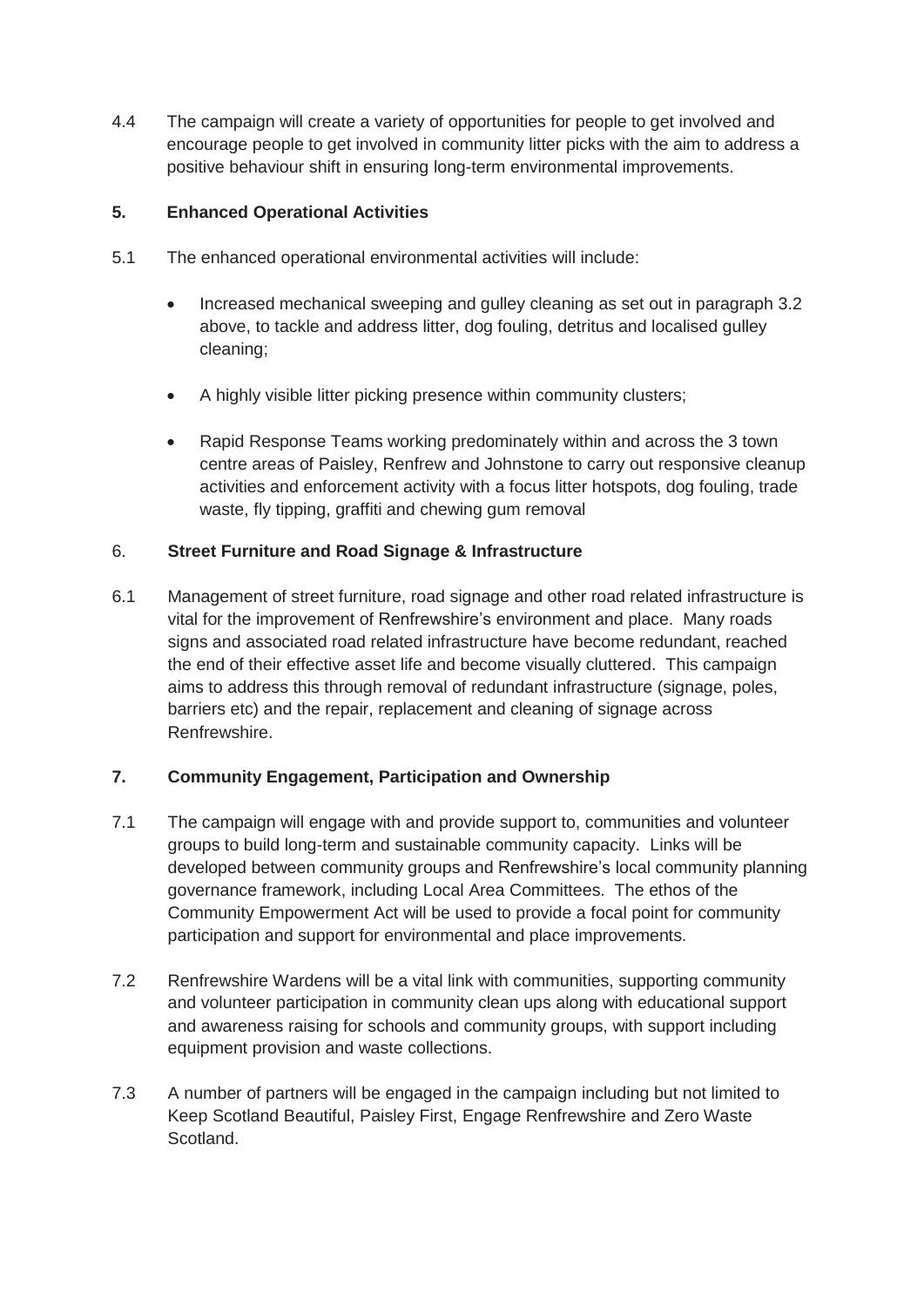4.4 The campaign will create a variety of opportunities for people to get involved and encourage people to get involved in community litter picks with the aim to address a positive behaviour shift in ensuring long-term environmental improvements.

## 5. Enhanced Operational Activities

5.1 The enhanced operational environmental activities will include:

- Increased mechanical sweeping and gulley cleaning as set out in paragraph 3.2 above, to tackle and address litter, dog fouling, detritus and localised gulley cleaning;
- A highly visible litter picking presence within community clusters;
- Rapid Response Teams working predominately within and across the 3 town centre areas of Paisley, Renfrew and Johnstone to carry out responsive cleanup activities and enforcement activity with a focus litter hotspots, dog fouling, trade waste, fly tipping, graffiti and chewing gum removal

## 6. Street Furniture and Road Signage & Infrastructure

6.1 Management of street furniture, road signage and other road related infrastructure is vital for the improvement of Renfrewshire's environment and place. Many roads signs and associated road related infrastructure have become redundant, reached the end of their effective asset life and become visually cluttered. This campaign aims to address this through removal of redundant infrastructure (signage, poles, barriers etc) and the repair, replacement and cleaning of signage across Renfrewshire.

## 7. Community Engagement, Participation and Ownership

7.1 The campaign will engage with and provide support to, communities and volunteer groups to build long-term and sustainable community capacity. Links will be developed between community groups and Renfrewshire's local community planning governance framework, including Local Area Committees. The ethos of the Community Empowerment Act will be used to provide a focal point for community participation and support for environmental and place improvements.

7.2 Renfrewshire Wardens will be a vital link with communities, supporting community and volunteer participation in community clean ups along with educational support and awareness raising for schools and community groups, with support including equipment provision and waste collections.

7.3 A number of partners will be engaged in the campaign including but not limited to Keep Scotland Beautiful, Paisley First, Engage Renfrewshire and Zero Waste Scotland.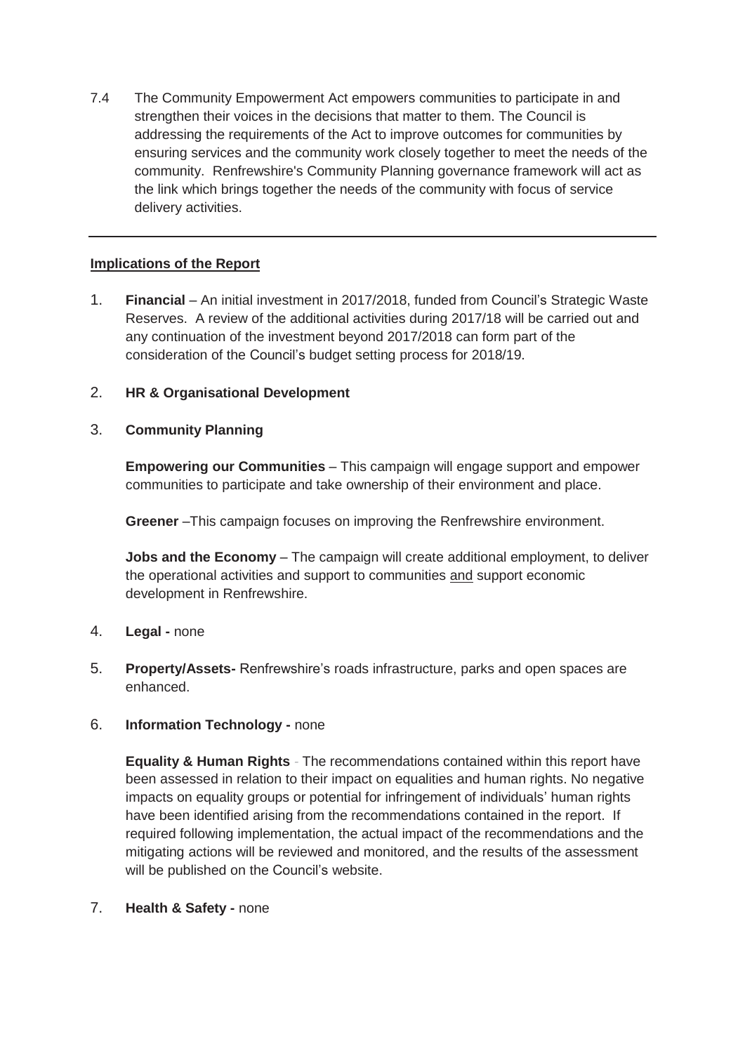7.4 The Community Empowerment Act empowers communities to participate in and strengthen their voices in the decisions that matter to them. The Council is addressing the requirements of the Act to improve outcomes for communities by ensuring services and the community work closely together to meet the needs of the community. Renfrewshire's Community Planning governance framework will act as the link which brings together the needs of the community with focus of service delivery activities.

---

**Implications of the Report**

1. **Financial** – An initial investment in 2017/2018, funded from Council's Strategic Waste Reserves. A review of the additional activities during 2017/18 will be carried out and any continuation of the investment beyond 2017/2018 can form part of the consideration of the Council's budget setting process for 2018/19.

2. **HR & Organisational Development**

3. **Community Planning**

   **Empowering our Communities** – This campaign will engage support and empower communities to participate and take ownership of their environment and place.

   **Greener** –This campaign focuses on improving the Renfrewshire environment.

   **Jobs and the Economy** – The campaign will create additional employment, to deliver the operational activities and support to communities <u>and</u> support economic development in Renfrewshire.

4. **Legal -** none

5. **Property/Assets-** Renfrewshire's roads infrastructure, parks and open spaces are enhanced.

6. **Information Technology -** none

   **Equality & Human Rights** - The recommendations contained within this report have been assessed in relation to their impact on equalities and human rights. No negative impacts on equality groups or potential for infringement of individuals' human rights have been identified arising from the recommendations contained in the report. If required following implementation, the actual impact of the recommendations and the mitigating actions will be reviewed and monitored, and the results of the assessment will be published on the Council's website.

7. **Health & Safety -** none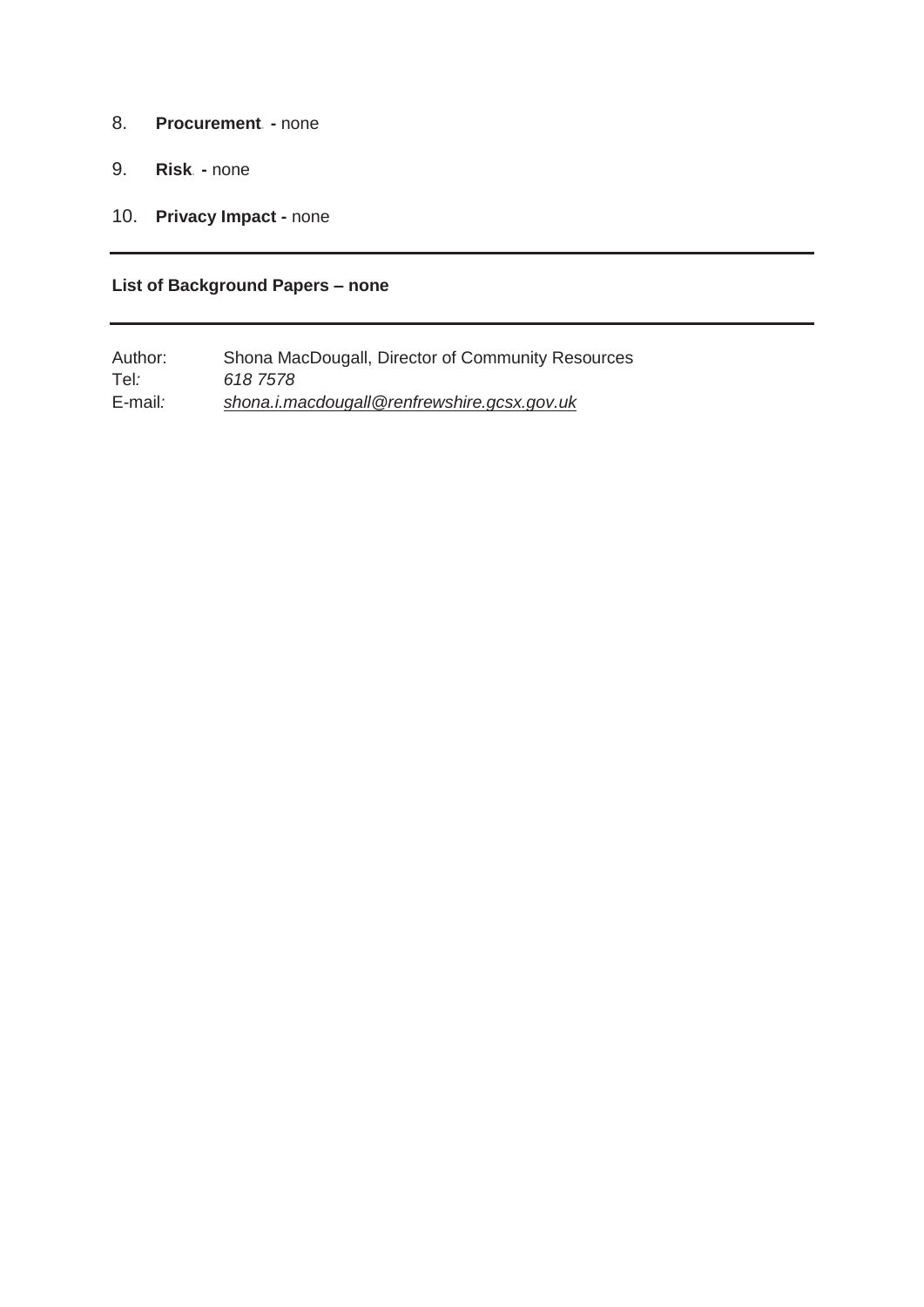8. **Procurement.** - none

9. **Risk.** - none

10. **Privacy Impact** - none

---

**List of Background Papers – none**

---

Author: Shona MacDougall, Director of Community Resources
Tel: *618 7578*
E-mail: *shona.i.macdougall@renfrewshire.gcsx.gov.uk*